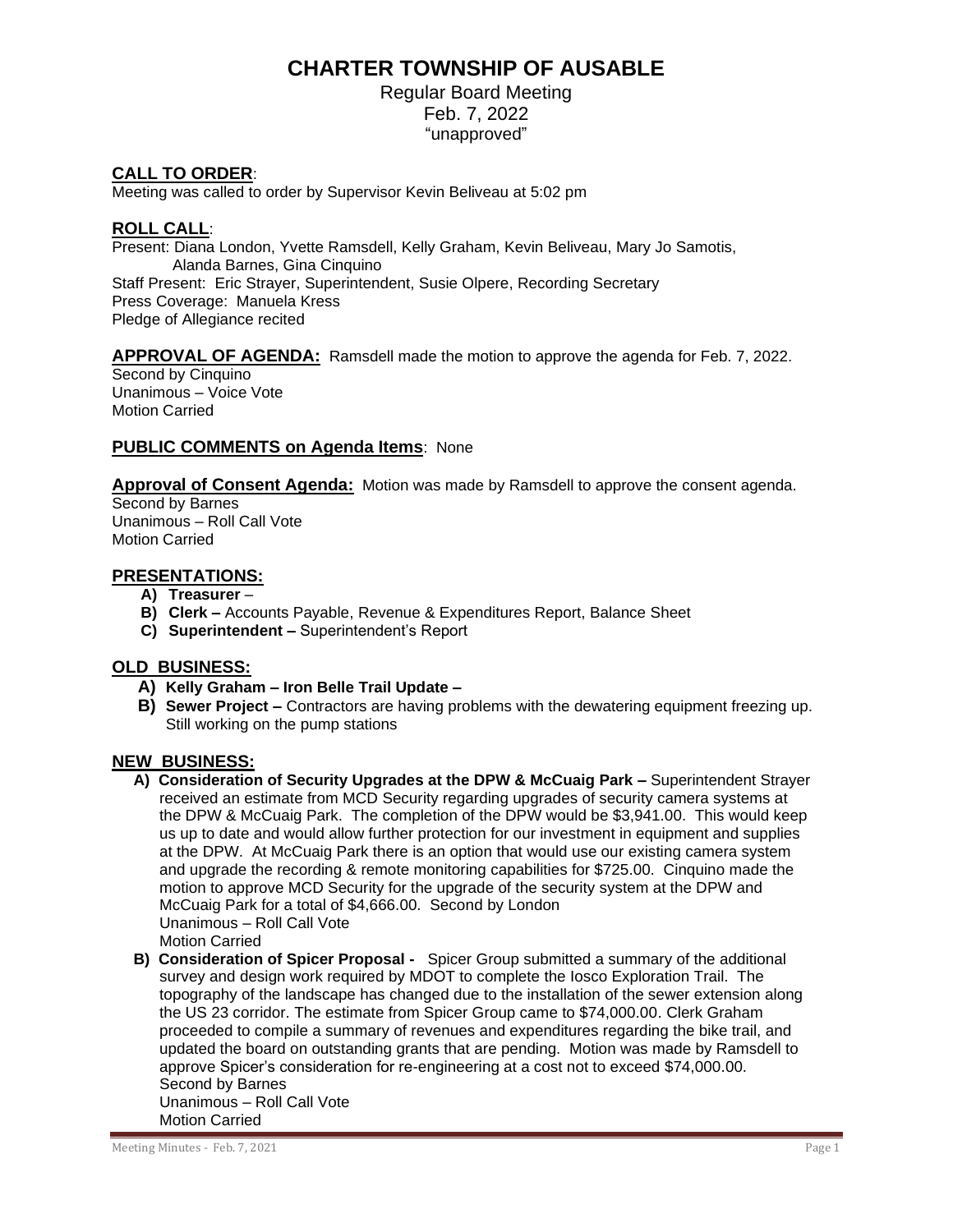# CHARTER TOWNSHIP OF AUSABLE

Regular Board Meeting
Feb. 7, 2022
"unapproved"

## CALL TO ORDER:

Meeting was called to order by Supervisor Kevin Beliveau at 5:02 pm

## ROLL CALL:

Present: Diana London, Yvette Ramsdell, Kelly Graham, Kevin Beliveau, Mary Jo Samotis, Alanda Barnes, Gina Cinquino
Staff Present: Eric Strayer, Superintendent, Susie Olpere, Recording Secretary
Press Coverage: Manuela Kress
Pledge of Allegiance recited

**APPROVAL OF AGENDA:** Ramsdell made the motion to approve the agenda for Feb. 7, 2022.
Second by Cinquino
Unanimous – Voice Vote
Motion Carried

**PUBLIC COMMENTS on Agenda Items**: None

**Approval of Consent Agenda:** Motion was made by Ramsdell to approve the consent agenda.
Second by Barnes
Unanimous – Roll Call Vote
Motion Carried

## PRESENTATIONS:

- **A) Treasurer** –
- **B) Clerk –** Accounts Payable, Revenue & Expenditures Report, Balance Sheet
- **C) Superintendent –** Superintendent's Report

## OLD BUSINESS:

- **A) Kelly Graham – Iron Belle Trail Update –**
- **B) Sewer Project –** Contractors are having problems with the dewatering equipment freezing up. Still working on the pump stations

## NEW BUSINESS:

- **A) Consideration of Security Upgrades at the DPW & McCuaig Park –** Superintendent Strayer received an estimate from MCD Security regarding upgrades of security camera systems at the DPW & McCuaig Park. The completion of the DPW would be $3,941.00. This would keep us up to date and would allow further protection for our investment in equipment and supplies at the DPW. At McCuaig Park there is an option that would use our existing camera system and upgrade the recording & remote monitoring capabilities for $725.00. Cinquino made the motion to approve MCD Security for the upgrade of the security system at the DPW and McCuaig Park for a total of $4,666.00. Second by London
  Unanimous – Roll Call Vote
  Motion Carried
- **B) Consideration of Spicer Proposal -** Spicer Group submitted a summary of the additional survey and design work required by MDOT to complete the Iosco Exploration Trail. The topography of the landscape has changed due to the installation of the sewer extension along the US 23 corridor. The estimate from Spicer Group came to $74,000.00. Clerk Graham proceeded to compile a summary of revenues and expenditures regarding the bike trail, and updated the board on outstanding grants that are pending. Motion was made by Ramsdell to approve Spicer's consideration for re-engineering at a cost not to exceed $74,000.00.
  Second by Barnes
  Unanimous – Roll Call Vote
  Motion Carried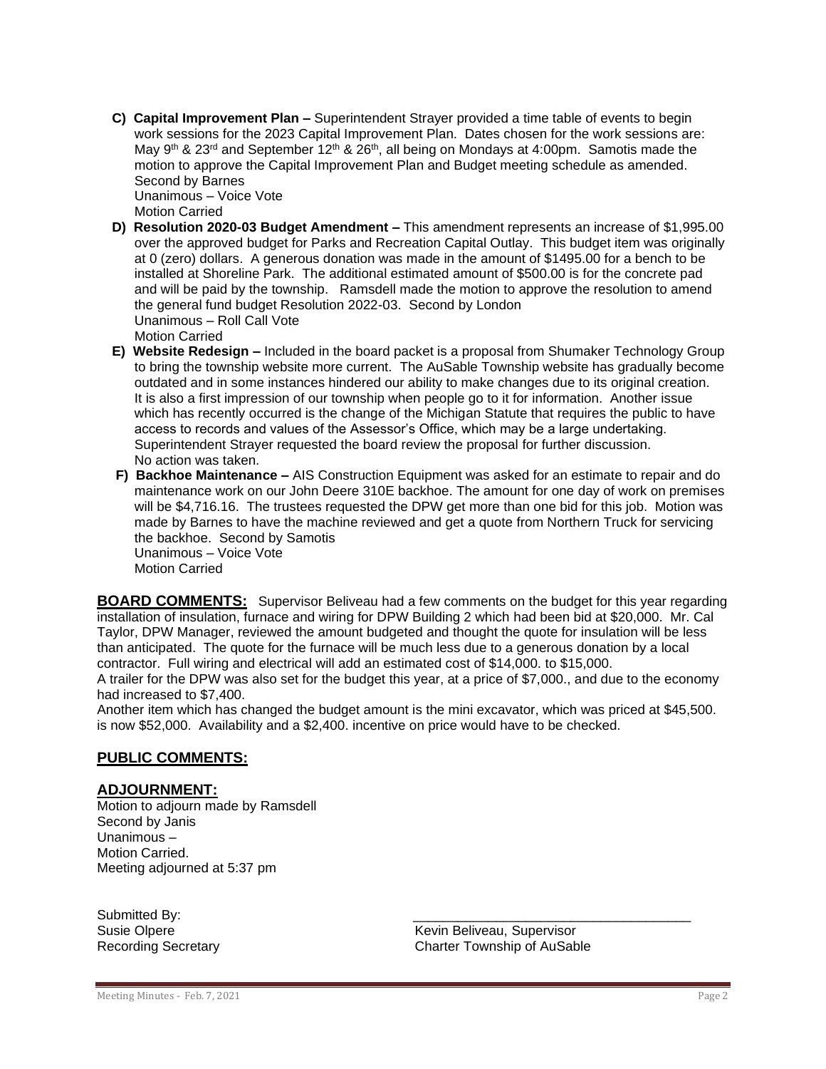**C) Capital Improvement Plan –** Superintendent Strayer provided a time table of events to begin work sessions for the 2023 Capital Improvement Plan. Dates chosen for the work sessions are: May 9th & 23rd and September 12th & 26th, all being on Mondays at 4:00pm. Samotis made the motion to approve the Capital Improvement Plan and Budget meeting schedule as amended.
Second by Barnes
Unanimous – Voice Vote
Motion Carried

**D) Resolution 2020-03 Budget Amendment –** This amendment represents an increase of $1,995.00 over the approved budget for Parks and Recreation Capital Outlay. This budget item was originally at 0 (zero) dollars. A generous donation was made in the amount of $1495.00 for a bench to be installed at Shoreline Park. The additional estimated amount of $500.00 is for the concrete pad and will be paid by the township. Ramsdell made the motion to approve the resolution to amend the general fund budget Resolution 2022-03. Second by London
Unanimous – Roll Call Vote
Motion Carried

**E) Website Redesign –** Included in the board packet is a proposal from Shumaker Technology Group to bring the township website more current. The AuSable Township website has gradually become outdated and in some instances hindered our ability to make changes due to its original creation. It is also a first impression of our township when people go to it for information. Another issue which has recently occurred is the change of the Michigan Statute that requires the public to have access to records and values of the Assessor's Office, which may be a large undertaking. Superintendent Strayer requested the board review the proposal for further discussion.
No action was taken.

**F) Backhoe Maintenance –** AIS Construction Equipment was asked for an estimate to repair and do maintenance work on our John Deere 310E backhoe. The amount for one day of work on premises will be $4,716.16. The trustees requested the DPW get more than one bid for this job. Motion was made by Barnes to have the machine reviewed and get a quote from Northern Truck for servicing the backhoe. Second by Samotis
Unanimous – Voice Vote
Motion Carried

**BOARD COMMENTS:** Supervisor Beliveau had a few comments on the budget for this year regarding installation of insulation, furnace and wiring for DPW Building 2 which had been bid at $20,000. Mr. Cal Taylor, DPW Manager, reviewed the amount budgeted and thought the quote for insulation will be less than anticipated. The quote for the furnace will be much less due to a generous donation by a local contractor. Full wiring and electrical will add an estimated cost of $14,000. to $15,000.
A trailer for the DPW was also set for the budget this year, at a price of $7,000., and due to the economy had increased to $7,400.
Another item which has changed the budget amount is the mini excavator, which was priced at $45,500. is now $52,000. Availability and a $2,400. incentive on price would have to be checked.

## PUBLIC COMMENTS:

## ADJOURNMENT:

Motion to adjourn made by Ramsdell
Second by Janis
Unanimous –
Motion Carried.
Meeting adjourned at 5:37 pm

Submitted By:
Susie Olpere
Recording Secretary

\_\_\_\_\_\_\_\_\_\_\_\_\_\_\_\_\_\_\_\_\_\_\_\_\_\_\_\_\_\_\_\_\_\_\_\_\_\_
Kevin Beliveau, Supervisor
Charter Township of AuSable